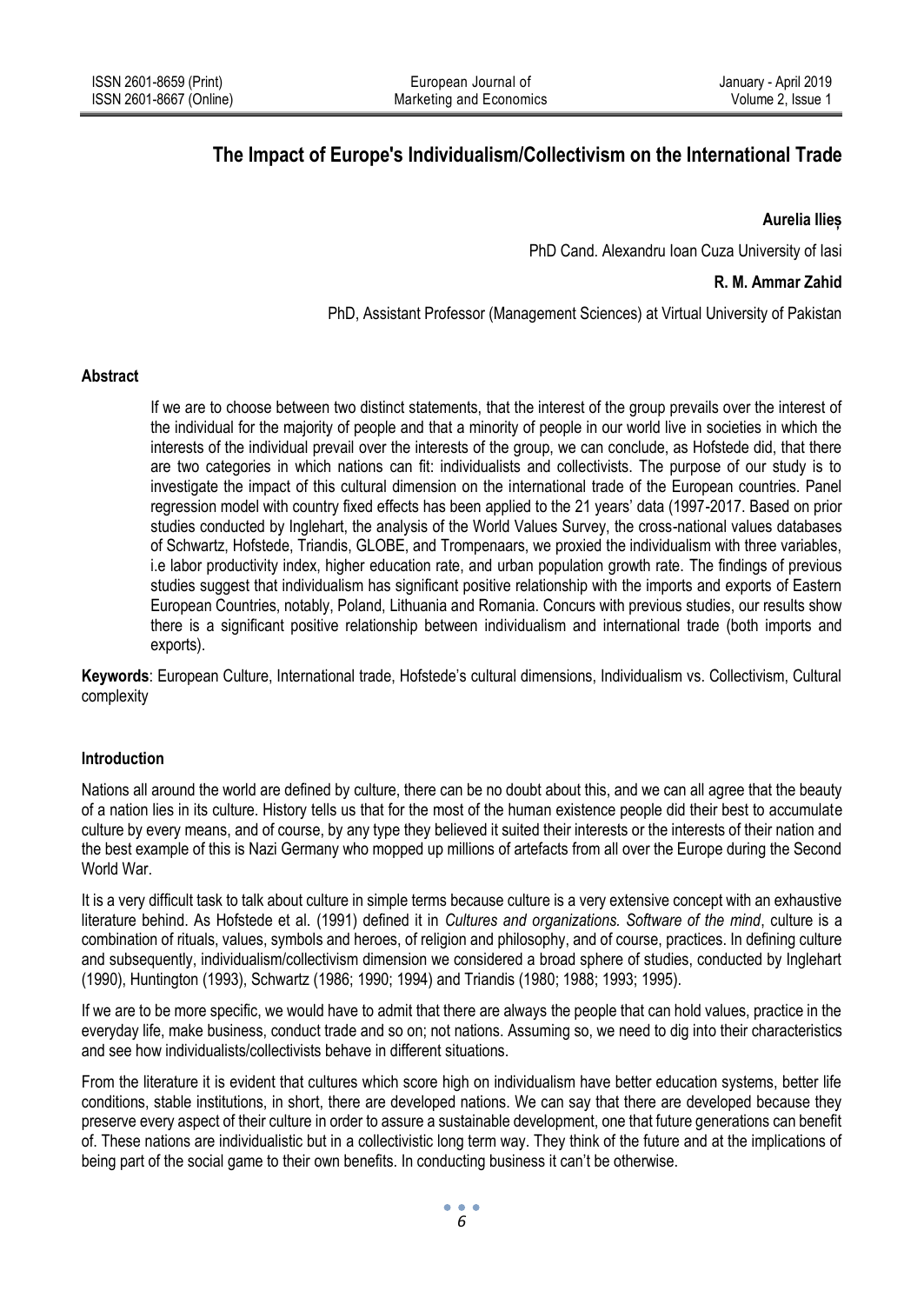# The Impact of Europe's Individualism/Collectivism on the International Trade

**Aurelia Ilieș**

PhD Cand. Alexandru Ioan Cuza University of Iasi

**R. M. Ammar Zahid**

PhD, Assistant Professor (Management Sciences) at Virtual University of Pakistan

## Abstract

If we are to choose between two distinct statements, that the interest of the group prevails over the interest of the individual for the majority of people and that a minority of people in our world live in societies in which the interests of the individual prevail over the interests of the group, we can conclude, as Hofstede did, that there are two categories in which nations can fit: individualists and collectivists. The purpose of our study is to investigate the impact of this cultural dimension on the international trade of the European countries. Panel regression model with country fixed effects has been applied to the 21 years' data (1997-2017. Based on prior studies conducted by Inglehart, the analysis of the World Values Survey, the cross-national values databases of Schwartz, Hofstede, Triandis, GLOBE, and Trompenaars, we proxied the individualism with three variables, i.e labor productivity index, higher education rate, and urban population growth rate. The findings of previous studies suggest that individualism has significant positive relationship with the imports and exports of Eastern European Countries, notably, Poland, Lithuania and Romania. Concurs with previous studies, our results show there is a significant positive relationship between individualism and international trade (both imports and exports).

**Keywords**: European Culture, International trade, Hofstede's cultural dimensions, Individualism vs. Collectivism, Cultural complexity

## Introduction

Nations all around the world are defined by culture, there can be no doubt about this, and we can all agree that the beauty of a nation lies in its culture. History tells us that for the most of the human existence people did their best to accumulate culture by every means, and of course, by any type they believed it suited their interests or the interests of their nation and the best example of this is Nazi Germany who mopped up millions of artefacts from all over the Europe during the Second World War.

It is a very difficult task to talk about culture in simple terms because culture is a very extensive concept with an exhaustive literature behind. As Hofstede et al. (1991) defined it in *Cultures and organizations. Software of the mind*, culture is a combination of rituals, values, symbols and heroes, of religion and philosophy, and of course, practices. In defining culture and subsequently, individualism/collectivism dimension we considered a broad sphere of studies, conducted by Inglehart (1990), Huntington (1993), Schwartz (1986; 1990; 1994) and Triandis (1980; 1988; 1993; 1995).

If we are to be more specific, we would have to admit that there are always the people that can hold values, practice in the everyday life, make business, conduct trade and so on; not nations. Assuming so, we need to dig into their characteristics and see how individualists/collectivists behave in different situations.

From the literature it is evident that cultures which score high on individualism have better education systems, better life conditions, stable institutions, in short, there are developed nations. We can say that there are developed because they preserve every aspect of their culture in order to assure a sustainable development, one that future generations can benefit of. These nations are individualistic but in a collectivistic long term way. They think of the future and at the implications of being part of the social game to their own benefits. In conducting business it can't be otherwise.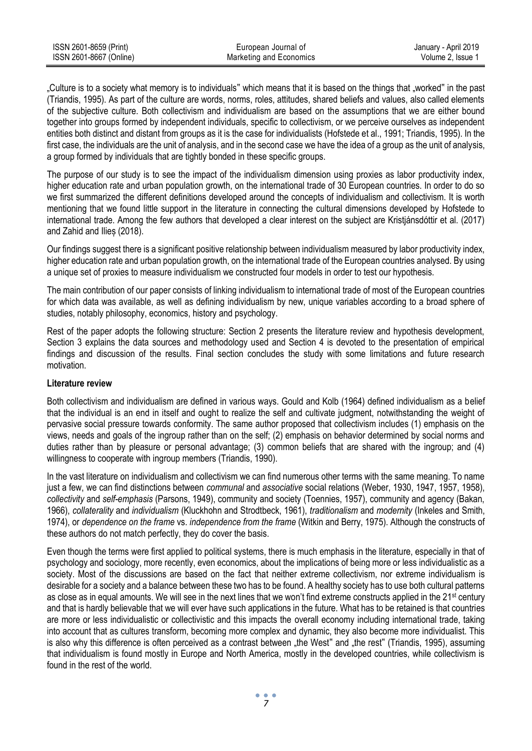„Culture is to a society what memory is to individuals" which means that it is based on the things that „worked" in the past (Triandis, 1995). As part of the culture are words, norms, roles, attitudes, shared beliefs and values, also called elements of the subjective culture. Both collectivism and individualism are based on the assumptions that we are either bound together into groups formed by independent individuals, specific to collectivism, or we perceive ourselves as independent entities both distinct and distant from groups as it is the case for individualists (Hofstede et al., 1991; Triandis, 1995). In the first case, the individuals are the unit of analysis, and in the second case we have the idea of a group as the unit of analysis, a group formed by individuals that are tightly bonded in these specific groups.

The purpose of our study is to see the impact of the individualism dimension using proxies as labor productivity index, higher education rate and urban population growth, on the international trade of 30 European countries. In order to do so we first summarized the different definitions developed around the concepts of individualism and collectivism. It is worth mentioning that we found little support in the literature in connecting the cultural dimensions developed by Hofstede to international trade. Among the few authors that developed a clear interest on the subject are Kristjánsdóttir et al. (2017) and Zahid and Ilieș (2018).

Our findings suggest there is a significant positive relationship between individualism measured by labor productivity index, higher education rate and urban population growth, on the international trade of the European countries analysed. By using a unique set of proxies to measure individualism we constructed four models in order to test our hypothesis.

The main contribution of our paper consists of linking individualism to international trade of most of the European countries for which data was available, as well as defining individualism by new, unique variables according to a broad sphere of studies, notably philosophy, economics, history and psychology.

Rest of the paper adopts the following structure: Section 2 presents the literature review and hypothesis development, Section 3 explains the data sources and methodology used and Section 4 is devoted to the presentation of empirical findings and discussion of the results. Final section concludes the study with some limitations and future research motivation.

## Literature review

Both collectivism and individualism are defined in various ways. Gould and Kolb (1964) defined individualism as a belief that the individual is an end in itself and ought to realize the self and cultivate judgment, notwithstanding the weight of pervasive social pressure towards conformity. The same author proposed that collectivism includes (1) emphasis on the views, needs and goals of the ingroup rather than on the self; (2) emphasis on behavior determined by social norms and duties rather than by pleasure or personal advantage; (3) common beliefs that are shared with the ingroup; and (4) willingness to cooperate with ingroup members (Triandis, 1990).

In the vast literature on individualism and collectivism we can find numerous other terms with the same meaning. To name just a few, we can find distinctions between *communal* and *associative* social relations (Weber, 1930, 1947, 1957, 1958), *collectivity* and *self-emphasis* (Parsons, 1949), community and society (Toennies, 1957), community and agency (Bakan, 1966), *collaterality* and *individualism* (Kluckhohn and Strodtbeck, 1961), *traditionalism* and *modernity* (Inkeles and Smith, 1974), or *dependence on the frame* vs. *independence from the frame* (Witkin and Berry, 1975). Although the constructs of these authors do not match perfectly, they do cover the basis.

Even though the terms were first applied to political systems, there is much emphasis in the literature, especially in that of psychology and sociology, more recently, even economics, about the implications of being more or less individualistic as a society. Most of the discussions are based on the fact that neither extreme collectivism, nor extreme individualism is desirable for a society and a balance between these two has to be found. A healthy society has to use both cultural patterns as close as in equal amounts. We will see in the next lines that we won't find extreme constructs applied in the 21st century and that is hardly believable that we will ever have such applications in the future. What has to be retained is that countries are more or less individualistic or collectivistic and this impacts the overall economy including international trade, taking into account that as cultures transform, becoming more complex and dynamic, they also become more individualist. This is also why this difference is often perceived as a contrast between „the West" and „the rest" (Triandis, 1995), assuming that individualism is found mostly in Europe and North America, mostly in the developed countries, while collectivism is found in the rest of the world.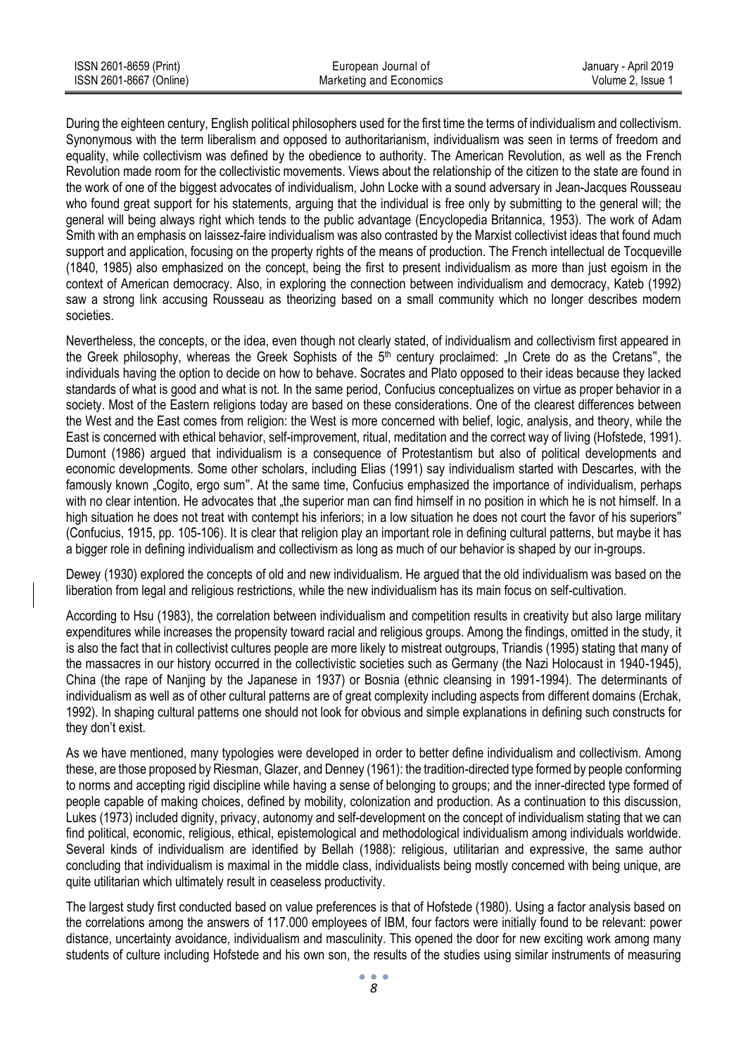During the eighteen century, English political philosophers used for the first time the terms of individualism and collectivism. Synonymous with the term liberalism and opposed to authoritarianism, individualism was seen in terms of freedom and equality, while collectivism was defined by the obedience to authority. The American Revolution, as well as the French Revolution made room for the collectivistic movements. Views about the relationship of the citizen to the state are found in the work of one of the biggest advocates of individualism, John Locke with a sound adversary in Jean-Jacques Rousseau who found great support for his statements, arguing that the individual is free only by submitting to the general will; the general will being always right which tends to the public advantage (Encyclopedia Britannica, 1953). The work of Adam Smith with an emphasis on laissez-faire individualism was also contrasted by the Marxist collectivist ideas that found much support and application, focusing on the property rights of the means of production. The French intellectual de Tocqueville (1840, 1985) also emphasized on the concept, being the first to present individualism as more than just egoism in the context of American democracy. Also, in exploring the connection between individualism and democracy, Kateb (1992) saw a strong link accusing Rousseau as theorizing based on a small community which no longer describes modern societies.

Nevertheless, the concepts, or the idea, even though not clearly stated, of individualism and collectivism first appeared in the Greek philosophy, whereas the Greek Sophists of the 5th century proclaimed: „In Crete do as the Cretans", the individuals having the option to decide on how to behave. Socrates and Plato opposed to their ideas because they lacked standards of what is good and what is not. In the same period, Confucius conceptualizes on virtue as proper behavior in a society. Most of the Eastern religions today are based on these considerations. One of the clearest differences between the West and the East comes from religion: the West is more concerned with belief, logic, analysis, and theory, while the East is concerned with ethical behavior, self-improvement, ritual, meditation and the correct way of living (Hofstede, 1991). Dumont (1986) argued that individualism is a consequence of Protestantism but also of political developments and economic developments. Some other scholars, including Elias (1991) say individualism started with Descartes, with the famously known „Cogito, ergo sum". At the same time, Confucius emphasized the importance of individualism, perhaps with no clear intention. He advocates that „the superior man can find himself in no position in which he is not himself. In a high situation he does not treat with contempt his inferiors; in a low situation he does not court the favor of his superiors" (Confucius, 1915, pp. 105-106). It is clear that religion play an important role in defining cultural patterns, but maybe it has a bigger role in defining individualism and collectivism as long as much of our behavior is shaped by our in-groups.

Dewey (1930) explored the concepts of old and new individualism. He argued that the old individualism was based on the liberation from legal and religious restrictions, while the new individualism has its main focus on self-cultivation.

According to Hsu (1983), the correlation between individualism and competition results in creativity but also large military expenditures while increases the propensity toward racial and religious groups. Among the findings, omitted in the study, it is also the fact that in collectivist cultures people are more likely to mistreat outgroups, Triandis (1995) stating that many of the massacres in our history occurred in the collectivistic societies such as Germany (the Nazi Holocaust in 1940-1945), China (the rape of Nanjing by the Japanese in 1937) or Bosnia (ethnic cleansing in 1991-1994). The determinants of individualism as well as of other cultural patterns are of great complexity including aspects from different domains (Erchak, 1992). In shaping cultural patterns one should not look for obvious and simple explanations in defining such constructs for they don't exist.

As we have mentioned, many typologies were developed in order to better define individualism and collectivism. Among these, are those proposed by Riesman, Glazer, and Denney (1961): the tradition-directed type formed by people conforming to norms and accepting rigid discipline while having a sense of belonging to groups; and the inner-directed type formed of people capable of making choices, defined by mobility, colonization and production. As a continuation to this discussion, Lukes (1973) included dignity, privacy, autonomy and self-development on the concept of individualism stating that we can find political, economic, religious, ethical, epistemological and methodological individualism among individuals worldwide. Several kinds of individualism are identified by Bellah (1988): religious, utilitarian and expressive, the same author concluding that individualism is maximal in the middle class, individualists being mostly concerned with being unique, are quite utilitarian which ultimately result in ceaseless productivity.

The largest study first conducted based on value preferences is that of Hofstede (1980). Using a factor analysis based on the correlations among the answers of 117.000 employees of IBM, four factors were initially found to be relevant: power distance, uncertainty avoidance, individualism and masculinity. This opened the door for new exciting work among many students of culture including Hofstede and his own son, the results of the studies using similar instruments of measuring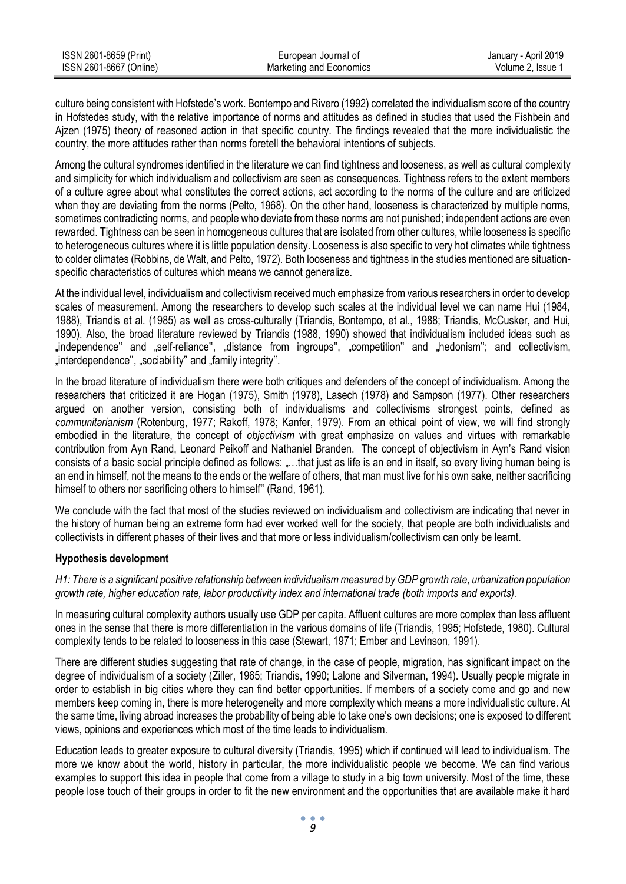culture being consistent with Hofstede's work. Bontempo and Rivero (1992) correlated the individualism score of the country in Hofstedes study, with the relative importance of norms and attitudes as defined in studies that used the Fishbein and Ajzen (1975) theory of reasoned action in that specific country. The findings revealed that the more individualistic the country, the more attitudes rather than norms foretell the behavioral intentions of subjects.

Among the cultural syndromes identified in the literature we can find tightness and looseness, as well as cultural complexity and simplicity for which individualism and collectivism are seen as consequences. Tightness refers to the extent members of a culture agree about what constitutes the correct actions, act according to the norms of the culture and are criticized when they are deviating from the norms (Pelto, 1968). On the other hand, looseness is characterized by multiple norms, sometimes contradicting norms, and people who deviate from these norms are not punished; independent actions are even rewarded. Tightness can be seen in homogeneous cultures that are isolated from other cultures, while looseness is specific to heterogeneous cultures where it is little population density. Looseness is also specific to very hot climates while tightness to colder climates (Robbins, de Walt, and Pelto, 1972). Both looseness and tightness in the studies mentioned are situation-specific characteristics of cultures which means we cannot generalize.

At the individual level, individualism and collectivism received much emphasize from various researchers in order to develop scales of measurement. Among the researchers to develop such scales at the individual level we can name Hui (1984, 1988), Triandis et al. (1985) as well as cross-culturally (Triandis, Bontempo, et al., 1988; Triandis, McCusker, and Hui, 1990). Also, the broad literature reviewed by Triandis (1988, 1990) showed that individualism included ideas such as „independence" and „self-reliance", „distance from ingroups", „competition" and „hedonism"; and collectivism, „interdependence", „sociability" and „family integrity".

In the broad literature of individualism there were both critiques and defenders of the concept of individualism. Among the researchers that criticized it are Hogan (1975), Smith (1978), Lasech (1978) and Sampson (1977). Other researchers argued on another version, consisting both of individualisms and collectivisms strongest points, defined as *communitarianism* (Rotenburg, 1977; Rakoff, 1978; Kanfer, 1979). From an ethical point of view, we will find strongly embodied in the literature, the concept of *objectivism* with great emphasize on values and virtues with remarkable contribution from Ayn Rand, Leonard Peikoff and Nathaniel Branden. The concept of objectivism in Ayn's Rand vision consists of a basic social principle defined as follows: „…that just as life is an end in itself, so every living human being is an end in himself, not the means to the ends or the welfare of others, that man must live for his own sake, neither sacrificing himself to others nor sacrificing others to himself" (Rand, 1961).

We conclude with the fact that most of the studies reviewed on individualism and collectivism are indicating that never in the history of human being an extreme form had ever worked well for the society, that people are both individualists and collectivists in different phases of their lives and that more or less individualism/collectivism can only be learnt.

**Hypothesis development**

*H1: There is a significant positive relationship between individualism measured by GDP growth rate, urbanization population growth rate, higher education rate, labor productivity index and international trade (both imports and exports).*

In measuring cultural complexity authors usually use GDP per capita. Affluent cultures are more complex than less affluent ones in the sense that there is more differentiation in the various domains of life (Triandis, 1995; Hofstede, 1980). Cultural complexity tends to be related to looseness in this case (Stewart, 1971; Ember and Levinson, 1991).

There are different studies suggesting that rate of change, in the case of people, migration, has significant impact on the degree of individualism of a society (Ziller, 1965; Triandis, 1990; Lalone and Silverman, 1994). Usually people migrate in order to establish in big cities where they can find better opportunities. If members of a society come and go and new members keep coming in, there is more heterogeneity and more complexity which means a more individualistic culture. At the same time, living abroad increases the probability of being able to take one's own decisions; one is exposed to different views, opinions and experiences which most of the time leads to individualism.

Education leads to greater exposure to cultural diversity (Triandis, 1995) which if continued will lead to individualism. The more we know about the world, history in particular, the more individualistic people we become. We can find various examples to support this idea in people that come from a village to study in a big town university. Most of the time, these people lose touch of their groups in order to fit the new environment and the opportunities that are available make it hard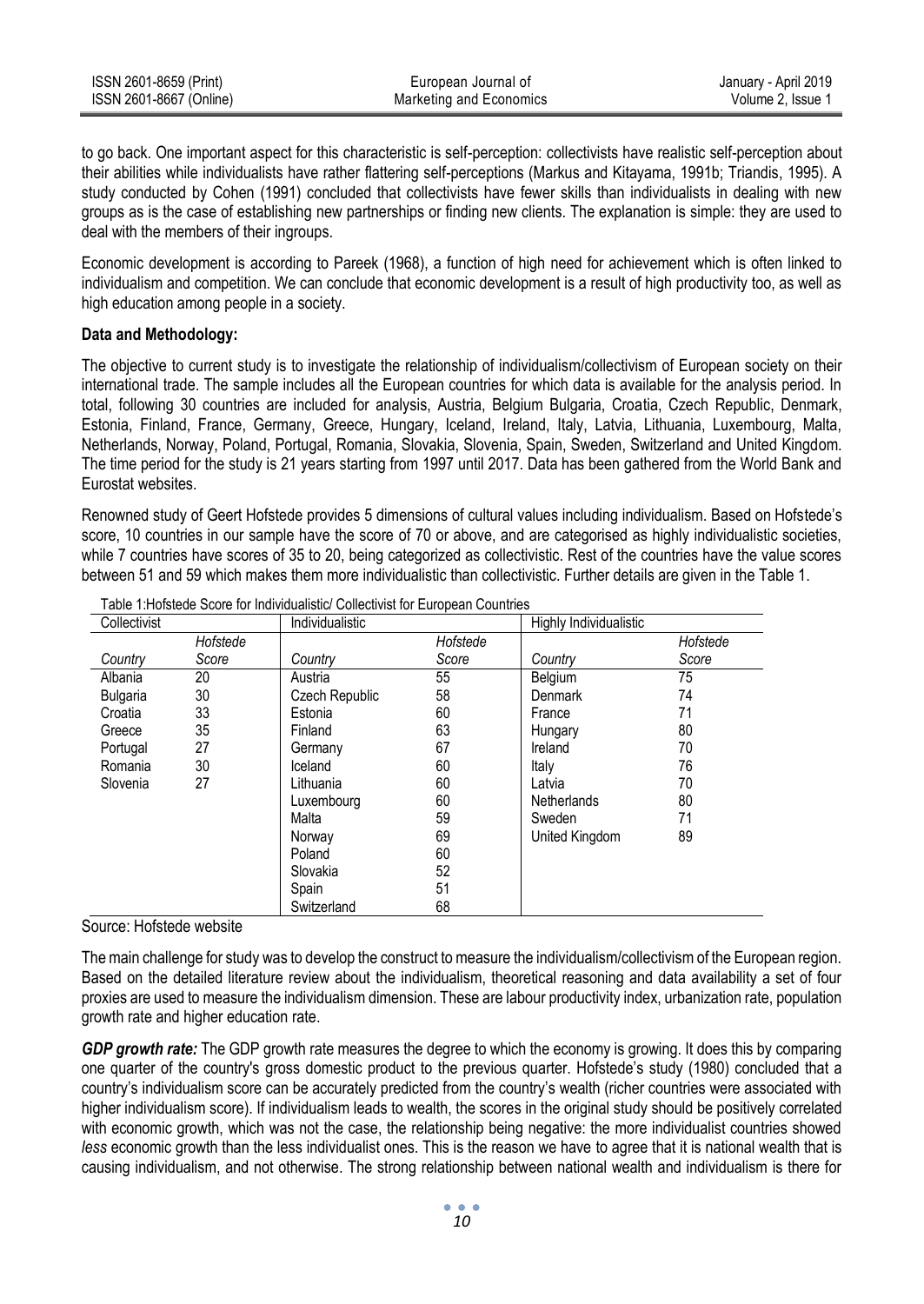to go back. One important aspect for this characteristic is self-perception: collectivists have realistic self-perception about their abilities while individualists have rather flattering self-perceptions (Markus and Kitayama, 1991b; Triandis, 1995). A study conducted by Cohen (1991) concluded that collectivists have fewer skills than individualists in dealing with new groups as is the case of establishing new partnerships or finding new clients. The explanation is simple: they are used to deal with the members of their ingroups.

Economic development is according to Pareek (1968), a function of high need for achievement which is often linked to individualism and competition. We can conclude that economic development is a result of high productivity too, as well as high education among people in a society.

**Data and Methodology:**

The objective to current study is to investigate the relationship of individualism/collectivism of European society on their international trade. The sample includes all the European countries for which data is available for the analysis period. In total, following 30 countries are included for analysis, Austria, Belgium Bulgaria, Croatia, Czech Republic, Denmark, Estonia, Finland, France, Germany, Greece, Hungary, Iceland, Ireland, Italy, Latvia, Lithuania, Luxembourg, Malta, Netherlands, Norway, Poland, Portugal, Romania, Slovakia, Slovenia, Spain, Sweden, Switzerland and United Kingdom. The time period for the study is 21 years starting from 1997 until 2017. Data has been gathered from the World Bank and Eurostat websites.

Renowned study of Geert Hofstede provides 5 dimensions of cultural values including individualism. Based on Hofstede's score, 10 countries in our sample have the score of 70 or above, and are categorised as highly individualistic societies, while 7 countries have scores of 35 to 20, being categorized as collectivistic. Rest of the countries have the value scores between 51 and 59 which makes them more individualistic than collectivistic. Further details are given in the Table 1.

Table 1:Hofstede Score for Individualistic/ Collectivist for European Countries

| Collectivist | | Individualistic | | Highly Individualistic | |
|---|---|---|---|---|---|
| *Country* | *Hofstede Score* | *Country* | *Hofstede Score* | *Country* | *Hofstede Score* |
| Albania | 20 | Austria | 55 | Belgium | 75 |
| Bulgaria | 30 | Czech Republic | 58 | Denmark | 74 |
| Croatia | 33 | Estonia | 60 | France | 71 |
| Greece | 35 | Finland | 63 | Hungary | 80 |
| Portugal | 27 | Germany | 67 | Ireland | 70 |
| Romania | 30 | Iceland | 60 | Italy | 76 |
| Slovenia | 27 | Lithuania | 60 | Latvia | 70 |
| | | Luxembourg | 60 | Netherlands | 80 |
| | | Malta | 59 | Sweden | 71 |
| | | Norway | 69 | United Kingdom | 89 |
| | | Poland | 60 | | |
| | | Slovakia | 52 | | |
| | | Spain | 51 | | |
| | | Switzerland | 68 | | |

Source: Hofstede website

The main challenge for study was to develop the construct to measure the individualism/collectivism of the European region. Based on the detailed literature review about the individualism, theoretical reasoning and data availability a set of four proxies are used to measure the individualism dimension. These are labour productivity index, urbanization rate, population growth rate and higher education rate.

***GDP growth rate:*** The GDP growth rate measures the degree to which the economy is growing. It does this by comparing one quarter of the country's gross domestic product to the previous quarter. Hofstede's study (1980) concluded that a country's individualism score can be accurately predicted from the country's wealth (richer countries were associated with higher individualism score). If individualism leads to wealth, the scores in the original study should be positively correlated with economic growth, which was not the case, the relationship being negative: the more individualist countries showed *less* economic growth than the less individualist ones. This is the reason we have to agree that it is national wealth that is causing individualism, and not otherwise. The strong relationship between national wealth and individualism is there for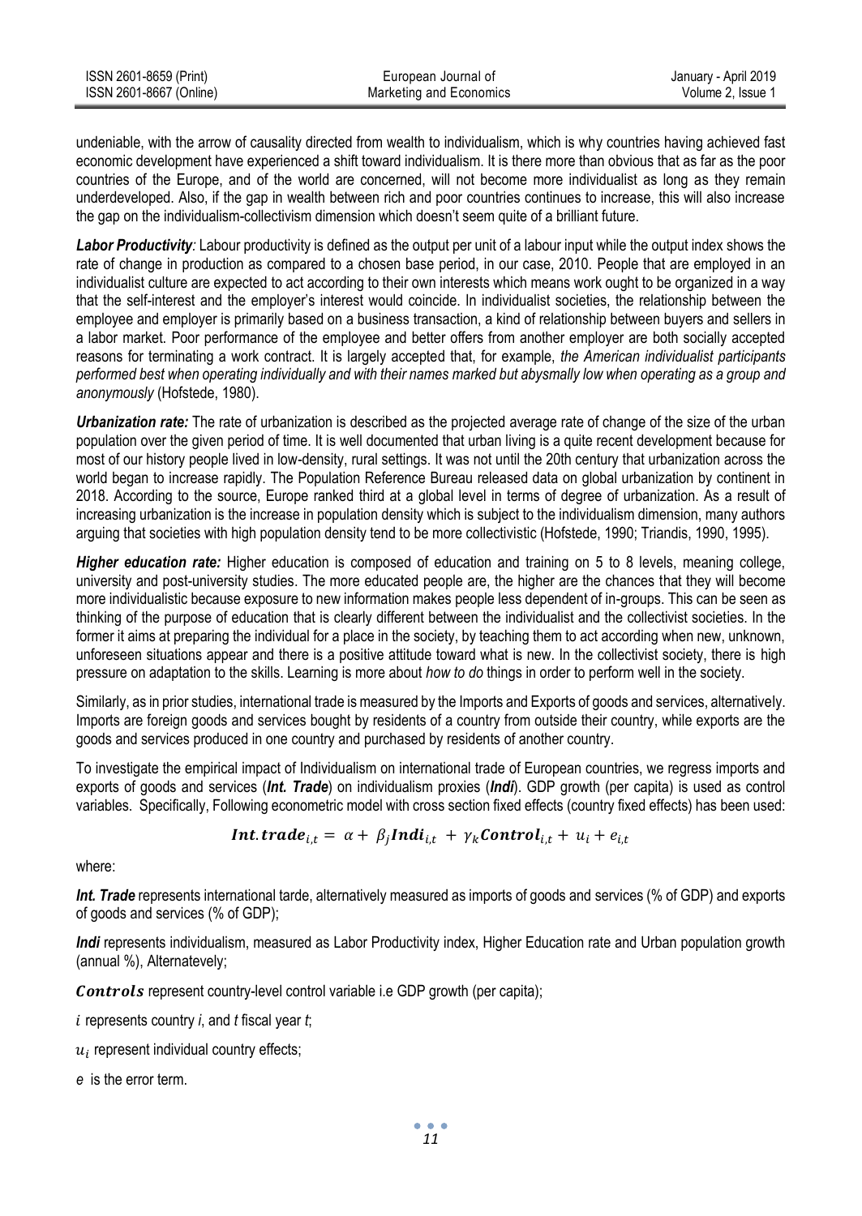undeniable, with the arrow of causality directed from wealth to individualism, which is why countries having achieved fast economic development have experienced a shift toward individualism. It is there more than obvious that as far as the poor countries of the Europe, and of the world are concerned, will not become more individualist as long as they remain underdeveloped. Also, if the gap in wealth between rich and poor countries continues to increase, this will also increase the gap on the individualism-collectivism dimension which doesn't seem quite of a brilliant future.

***Labor Productivity**:* Labour productivity is defined as the output per unit of a labour input while the output index shows the rate of change in production as compared to a chosen base period, in our case, 2010. People that are employed in an individualist culture are expected to act according to their own interests which means work ought to be organized in a way that the self-interest and the employer's interest would coincide. In individualist societies, the relationship between the employee and employer is primarily based on a business transaction, a kind of relationship between buyers and sellers in a labor market. Poor performance of the employee and better offers from another employer are both socially accepted reasons for terminating a work contract. It is largely accepted that, for example, *the American individualist participants performed best when operating individually and with their names marked but abysmally low when operating as a group and anonymously* (Hofstede, 1980).

***Urbanization rate:*** The rate of urbanization is described as the projected average rate of change of the size of the urban population over the given period of time. It is well documented that urban living is a quite recent development because for most of our history people lived in low-density, rural settings. It was not until the 20th century that urbanization across the world began to increase rapidly. The Population Reference Bureau released data on global urbanization by continent in 2018. According to the source, Europe ranked third at a global level in terms of degree of urbanization. As a result of increasing urbanization is the increase in population density which is subject to the individualism dimension, many authors arguing that societies with high population density tend to be more collectivistic (Hofstede, 1990; Triandis, 1990, 1995).

***Higher education rate:*** Higher education is composed of education and training on 5 to 8 levels, meaning college, university and post-university studies. The more educated people are, the higher are the chances that they will become more individualistic because exposure to new information makes people less dependent of in-groups. This can be seen as thinking of the purpose of education that is clearly different between the individualist and the collectivist societies. In the former it aims at preparing the individual for a place in the society, by teaching them to act according when new, unknown, unforeseen situations appear and there is a positive attitude toward what is new. In the collectivist society, there is high pressure on adaptation to the skills. Learning is more about *how to do* things in order to perform well in the society.

Similarly, as in prior studies, international trade is measured by the Imports and Exports of goods and services, alternatively. Imports are foreign goods and services bought by residents of a country from outside their country, while exports are the goods and services produced in one country and purchased by residents of another country.

To investigate the empirical impact of Individualism on international trade of European countries, we regress imports and exports of goods and services (***Int. Trade***) on individualism proxies (***Indi***). GDP growth (per capita) is used as control variables. Specifically, Following econometric model with cross section fixed effects (country fixed effects) has been used:

$$\boldsymbol{Int.trade}_{i,t} = \alpha + \beta_j \boldsymbol{Indi}_{i,t} + \gamma_k \boldsymbol{Control}_{i,t} + u_i + e_{i,t}$$

where:

***Int. Trade*** represents international tarde, alternatively measured as imports of goods and services (% of GDP) and exports of goods and services (% of GDP);

***Indi*** represents individualism, measured as Labor Productivity index, Higher Education rate and Urban population growth (annual %), Alternatevely;

$\boldsymbol{Controls}$ represent country-level control variable i.e GDP growth (per capita);

$i$ represents country *i*, and *t* fiscal year *t*;

$u_i$ represent individual country effects;

$e$ is the error term.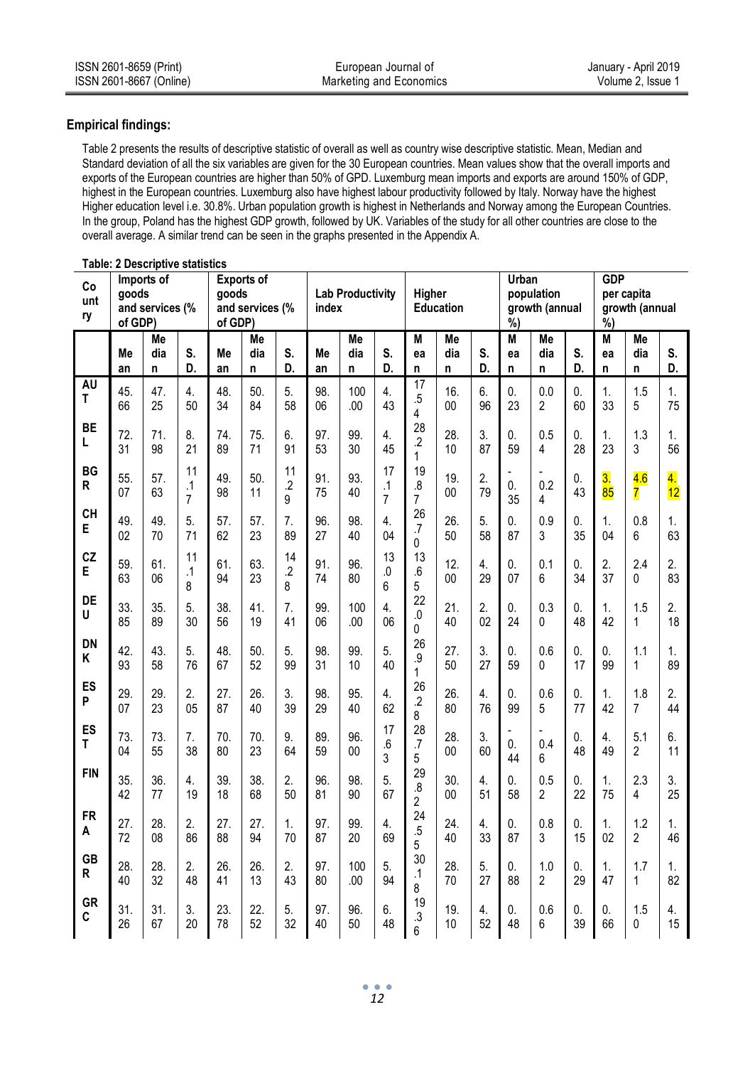## Empirical findings:

Table 2 presents the results of descriptive statistic of overall as well as country wise descriptive statistic. Mean, Median and Standard deviation of all the six variables are given for the 30 European countries. Mean values show that the overall imports and exports of the European countries are higher than 50% of GPD. Luxemburg mean imports and exports are around 150% of GDP, highest in the European countries. Luxemburg also have highest labour productivity followed by Italy. Norway have the highest Higher education level i.e. 30.8%. Urban population growth is highest in Netherlands and Norway among the European Countries. In the group, Poland has the highest GDP growth, followed by UK. Variables of the study for all other countries are close to the overall average. A similar trend can be seen in the graphs presented in the Appendix A.

**Table: 2 Descriptive statistics**

| Country | Imports of goods and services (% of GDP) | | | Exports of goods and services (% of GDP) | | | Lab Productivity index | | | Higher Education | | | Urban population growth (annual %) | | | GDP per capita growth (annual %) | | |
|---|---|---|---|---|---|---|---|---|---|---|---|---|---|---|---|---|---|---|
| | Mean | Median | S.D. | Mean | Median | S.D. | Mean | Median | S.D. | Mean | Median | S.D. | Mean | Median | S.D. | Mean | Median | S.D. |
| AUT | 45.66 | 47.25 | 4.50 | 48.34 | 50.84 | 5.58 | 98.06 | 100.00 | 4.43 | 17.54 | 16.00 | 6.96 | 0.23 | 0.02 | 0.60 | 1.33 | 1.55 | 1.75 |
| BEL | 72.31 | 71.98 | 8.21 | 74.89 | 75.71 | 6.91 | 97.53 | 99.30 | 4.45 | 28.21 | 28.10 | 3.87 | 0.59 | 0.54 | 0.28 | 1.23 | 1.33 | 1.56 |
| BGR | 55.07 | 57.63 | 11.17 | 49.98 | 50.11 | 11.29 | 91.75 | 93.40 | 17.17 | 19.87 | 19.00 | 2.79 | -0.35 | -0.24 | 0.43 | 3.85 | 4.67 | 4.12 |
| CHE | 49.02 | 49.70 | 5.71 | 57.62 | 57.23 | 7.89 | 96.27 | 98.40 | 4.04 | 26.70 | 26.50 | 5.58 | 0.87 | 0.93 | 0.35 | 1.04 | 0.86 | 1.63 |
| CZE | 59.63 | 61.06 | 11.18 | 61.94 | 63.23 | 14.28 | 91.74 | 96.80 | 13.06 | 13.65 | 12.00 | 4.29 | 0.07 | 0.16 | 0.34 | 2.37 | 2.40 | 2.83 |
| DEU | 33.85 | 35.89 | 5.30 | 38.56 | 41.19 | 7.41 | 99.06 | 100.00 | 4.06 | 22.00 | 21.40 | 2.02 | 0.24 | 0.30 | 0.48 | 1.42 | 1.51 | 2.18 |
| DNK | 42.93 | 43.58 | 5.76 | 48.67 | 50.52 | 5.99 | 98.31 | 99.10 | 5.40 | 26.91 | 27.50 | 3.27 | 0.59 | 0.60 | 0.17 | 0.99 | 1.11 | 1.89 |
| ESP | 29.07 | 29.23 | 2.05 | 27.87 | 26.40 | 3.39 | 98.29 | 95.40 | 4.62 | 26.28 | 26.80 | 4.76 | 0.99 | 0.65 | 0.77 | 1.42 | 1.87 | 2.44 |
| EST | 73.04 | 73.55 | 7.38 | 70.80 | 70.23 | 9.64 | 89.59 | 96.00 | 17.63 | 28.75 | 28.00 | 3.60 | -0.44 | -0.46 | 0.48 | 4.49 | 5.12 | 6.11 |
| FIN | 35.42 | 36.77 | 4.19 | 39.18 | 38.68 | 2.50 | 96.81 | 98.90 | 5.67 | 29.82 | 30.00 | 4.51 | 0.58 | 0.52 | 0.22 | 1.75 | 2.34 | 3.25 |
| FRA | 27.72 | 28.08 | 2.86 | 27.88 | 27.94 | 1.70 | 97.87 | 99.20 | 4.69 | 24.55 | 24.40 | 4.33 | 0.87 | 0.83 | 0.15 | 1.02 | 1.22 | 1.46 |
| GBR | 28.40 | 28.32 | 2.48 | 26.41 | 26.13 | 2.43 | 97.80 | 100.00 | 5.94 | 30.18 | 28.70 | 5.27 | 0.88 | 1.02 | 0.29 | 1.47 | 1.71 | 1.82 |
| GRC | 31.26 | 31.67 | 3.20 | 23.78 | 22.52 | 5.32 | 97.40 | 96.50 | 6.48 | 19.36 | 19.10 | 4.52 | 0.48 | 0.66 | 0.39 | 0.66 | 1.50 | 4.15 |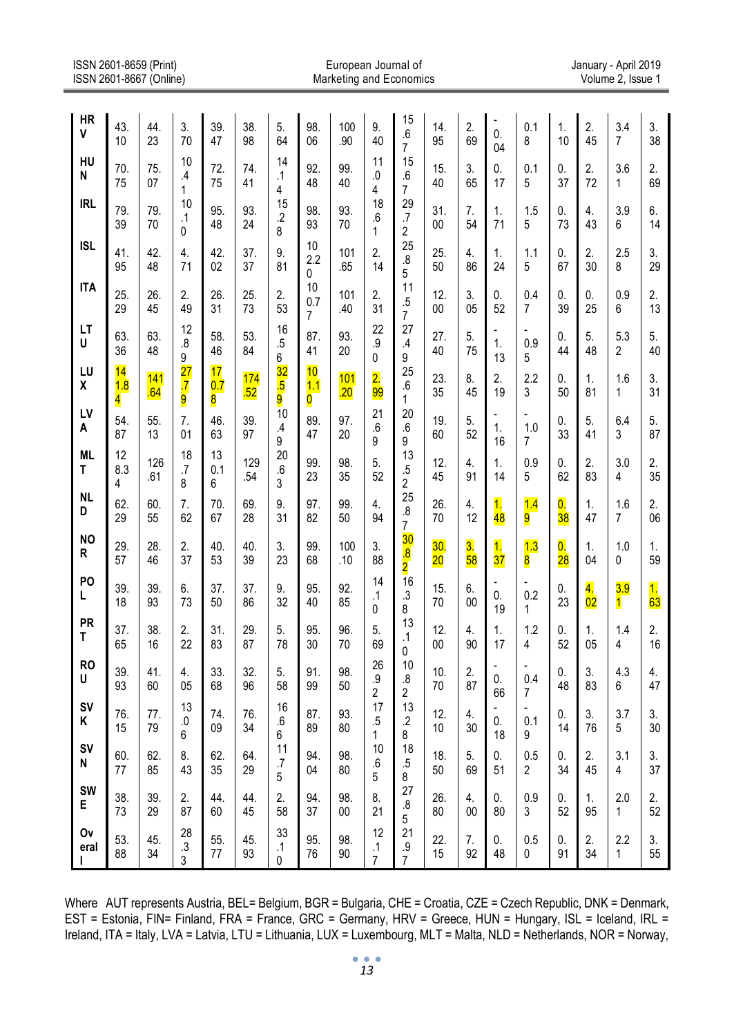| HRV | 43.10 | 44.23 | 3.70 | 39.47 | 38.98 | 5.64 | 98.06 | 100.90 | 9.40 | 15.67 | 14.95 | 2.69 | -0.04 | 0.18 | 1.10 | 2.45 | 3.47 | 3.38 |
|---|---|---|---|---|---|---|---|---|---|---|---|---|---|---|---|---|---|---|
| HUN | 70.75 | 75.07 | 10.41 | 72.75 | 74.41 | 14.14 | 92.48 | 99.40 | 11.04 | 15.67 | 15.40 | 3.65 | 0.17 | 0.15 | 0.37 | 2.72 | 3.61 | 2.69 |
| IRL | 79.39 | 79.70 | 10.10 | 95.48 | 93.24 | 15.28 | 98.93 | 93.70 | 18.61 | 29.72 | 31.00 | 7.54 | 1.71 | 1.55 | 0.73 | 4.43 | 3.96 | 6.14 |
| ISL | 41.95 | 42.48 | 4.71 | 42.02 | 37.37 | 9.81 | 102.20 | 101.65 | 2.14 | 25.85 | 25.50 | 4.86 | 1.24 | 1.15 | 0.67 | 2.30 | 2.58 | 3.29 |
| ITA | 25.29 | 26.45 | 2.49 | 26.31 | 25.73 | 2.53 | 100.77 | 101.40 | 2.31 | 11.57 | 12.00 | 3.05 | 0.52 | 0.47 | 0.39 | 0.25 | 0.96 | 2.13 |
| LTU | 63.36 | 63.48 | 12.89 | 58.46 | 53.84 | 16.56 | 87.41 | 93.20 | 22.90 | 27.49 | 27.40 | 5.75 | -1.13 | -0.95 | 0.44 | 5.48 | 5.32 | 5.40 |
| LUX | 141.84 | 141.64 | 27.79 | 170.78 | 174.52 | 32.59 | 101.10 | 101.20 | 2.99 | 25.61 | 23.35 | 8.45 | 2.19 | 2.23 | 0.50 | 1.81 | 1.61 | 3.31 |
| LVA | 54.87 | 55.13 | 7.01 | 46.63 | 39.97 | 10.49 | 89.47 | 97.20 | 21.69 | 20.69 | 19.60 | 5.52 | -1.16 | -1.07 | 0.33 | 5.41 | 6.43 | 5.87 |
| MLT | 128.34 | 126.61 | 18.78 | 130.16 | 129.54 | 20.63 | 99.23 | 98.35 | 5.52 | 13.52 | 12.45 | 4.91 | 1.14 | 0.95 | 0.62 | 2.83 | 3.04 | 2.35 |
| NLD | 62.29 | 60.55 | 7.62 | 70.67 | 69.28 | 9.31 | 97.82 | 99.50 | 4.94 | 25.87 | 26.70 | 4.12 | 1.48 | 1.49 | 0.38 | 1.47 | 1.67 | 2.06 |
| NOR | 29.57 | 28.46 | 2.37 | 40.53 | 40.39 | 3.23 | 99.68 | 100.10 | 3.88 | 30.82 | 30.20 | 3.58 | 1.37 | 1.38 | 0.28 | 1.04 | 1.00 | 1.59 |
| POL | 39.18 | 39.93 | 6.73 | 37.50 | 37.86 | 9.32 | 95.40 | 92.85 | 14.10 | 16.38 | 15.70 | 6.00 | -0.19 | -0.21 | 0.23 | 4.02 | 3.91 | 1.63 |
| PRT | 37.65 | 38.16 | 2.22 | 31.83 | 29.87 | 5.78 | 95.30 | 96.70 | 5.69 | 13.10 | 12.00 | 4.90 | 1.17 | 1.24 | 0.52 | 1.05 | 1.44 | 2.16 |
| ROU | 39.93 | 41.60 | 4.05 | 33.68 | 32.96 | 5.58 | 91.99 | 98.50 | 26.92 | 10.82 | 10.70 | 2.87 | -0.66 | -0.47 | 0.48 | 3.83 | 4.36 | 4.47 |
| SVK | 76.15 | 77.79 | 13.06 | 74.09 | 76.34 | 16.66 | 87.89 | 93.80 | 17.51 | 13.28 | 12.10 | 4.30 | -0.18 | -0.19 | 0.14 | 3.76 | 3.75 | 3.30 |
| SVN | 60.77 | 62.85 | 8.43 | 62.35 | 64.29 | 11.75 | 94.04 | 98.80 | 10.65 | 18.58 | 18.50 | 5.69 | 0.51 | 0.52 | 0.34 | 2.45 | 3.14 | 3.37 |
| SWE | 38.73 | 39.29 | 2.87 | 44.60 | 44.45 | 2.58 | 94.37 | 98.00 | 8.21 | 27.85 | 26.80 | 4.00 | 0.80 | 0.93 | 0.52 | 1.95 | 2.01 | 2.52 |
| Overall | 53.88 | 45.34 | 28.33 | 55.77 | 45.93 | 33.10 | 95.76 | 98.90 | 12.17 | 21.97 | 22.15 | 7.92 | 0.48 | 0.50 | 0.91 | 2.34 | 2.21 | 3.55 |

Where AUT represents Austria, BEL= Belgium, BGR = Bulgaria, CHE = Croatia, CZE = Czech Republic, DNK = Denmark, EST = Estonia, FIN= Finland, FRA = France, GRC = Germany, HRV = Greece, HUN = Hungary, ISL = Iceland, IRL = Ireland, ITA = Italy, LVA = Latvia, LTU = Lithuania, LUX = Luxembourg, MLT = Malta, NLD = Netherlands, NOR = Norway,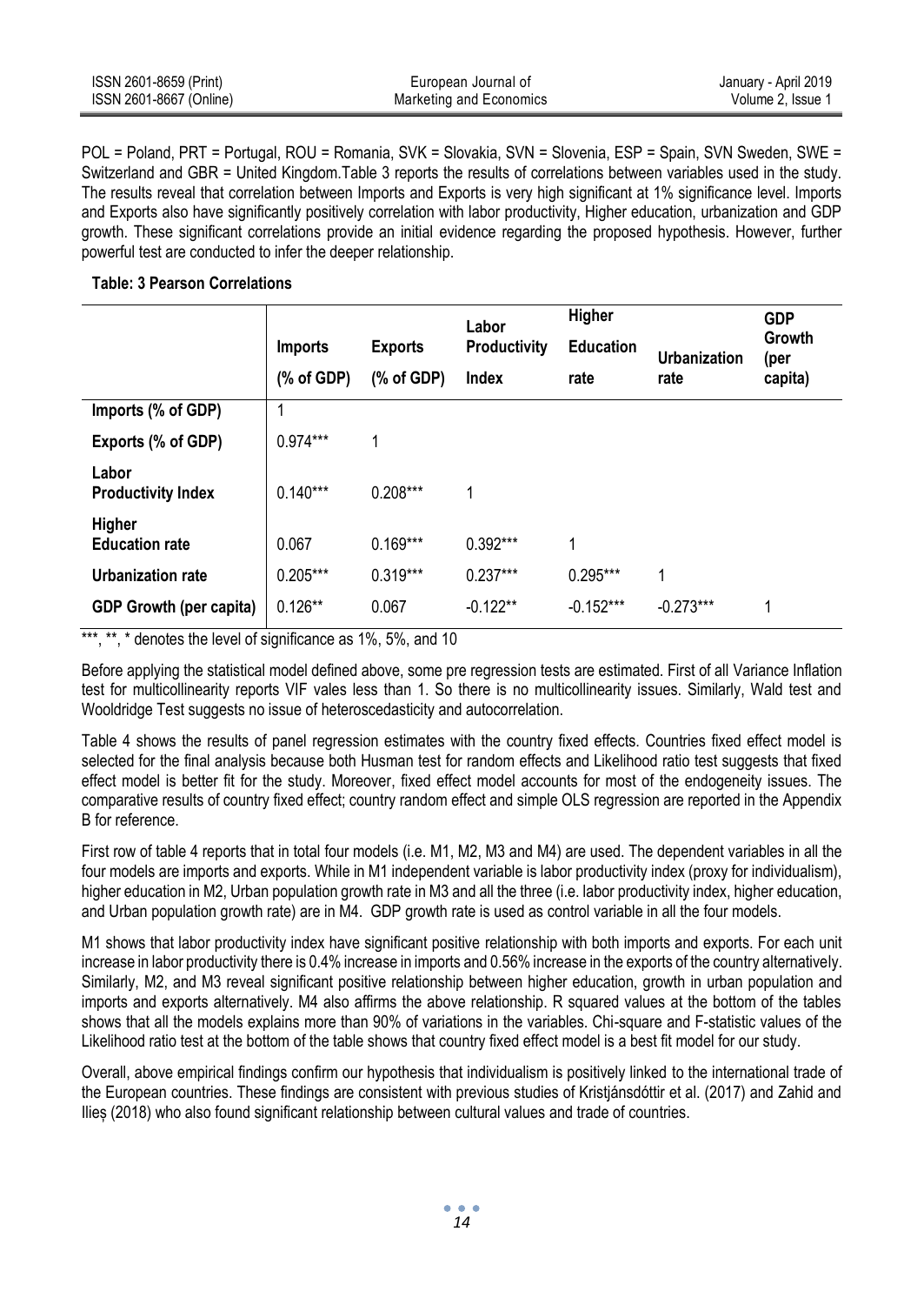POL = Poland, PRT = Portugal, ROU = Romania, SVK = Slovakia, SVN = Slovenia, ESP = Spain, SVN Sweden, SWE = Switzerland and GBR = United Kingdom.Table 3 reports the results of correlations between variables used in the study. The results reveal that correlation between Imports and Exports is very high significant at 1% significance level. Imports and Exports also have significantly positively correlation with labor productivity, Higher education, urbanization and GDP growth. These significant correlations provide an initial evidence regarding the proposed hypothesis. However, further powerful test are conducted to infer the deeper relationship.

**Table: 3 Pearson Correlations**

| | Imports (% of GDP) | Exports (% of GDP) | Labor Productivity Index | Higher Education rate | Urbanization rate | GDP Growth (per capita) |
|---|---|---|---|---|---|---|
| **Imports (% of GDP)** | 1 | | | | | |
| **Exports (% of GDP)** | 0.974*** | 1 | | | | |
| **Labor Productivity Index** | 0.140*** | 0.208*** | 1 | | | |
| **Higher Education rate** | 0.067 | 0.169*** | 0.392*** | 1 | | |
| **Urbanization rate** | 0.205*** | 0.319*** | 0.237*** | 0.295*** | 1 | |
| **GDP Growth (per capita)** | 0.126** | 0.067 | -0.122** | -0.152*** | -0.273*** | 1 |

***, **, * denotes the level of significance as 1%, 5%, and 10

Before applying the statistical model defined above, some pre regression tests are estimated. First of all Variance Inflation test for multicollinearity reports VIF vales less than 1. So there is no multicollinearity issues. Similarly, Wald test and Wooldridge Test suggests no issue of heteroscedasticity and autocorrelation.

Table 4 shows the results of panel regression estimates with the country fixed effects. Countries fixed effect model is selected for the final analysis because both Husman test for random effects and Likelihood ratio test suggests that fixed effect model is better fit for the study. Moreover, fixed effect model accounts for most of the endogeneity issues. The comparative results of country fixed effect; country random effect and simple OLS regression are reported in the Appendix B for reference.

First row of table 4 reports that in total four models (i.e. M1, M2, M3 and M4) are used. The dependent variables in all the four models are imports and exports. While in M1 independent variable is labor productivity index (proxy for individualism), higher education in M2, Urban population growth rate in M3 and all the three (i.e. labor productivity index, higher education, and Urban population growth rate) are in M4. GDP growth rate is used as control variable in all the four models.

M1 shows that labor productivity index have significant positive relationship with both imports and exports. For each unit increase in labor productivity there is 0.4% increase in imports and 0.56% increase in the exports of the country alternatively. Similarly, M2, and M3 reveal significant positive relationship between higher education, growth in urban population and imports and exports alternatively. M4 also affirms the above relationship. R squared values at the bottom of the tables shows that all the models explains more than 90% of variations in the variables. Chi-square and F-statistic values of the Likelihood ratio test at the bottom of the table shows that country fixed effect model is a best fit model for our study.

Overall, above empirical findings confirm our hypothesis that individualism is positively linked to the international trade of the European countries. These findings are consistent with previous studies of Kristjánsdóttir et al. (2017) and Zahid and Ilieș (2018) who also found significant relationship between cultural values and trade of countries.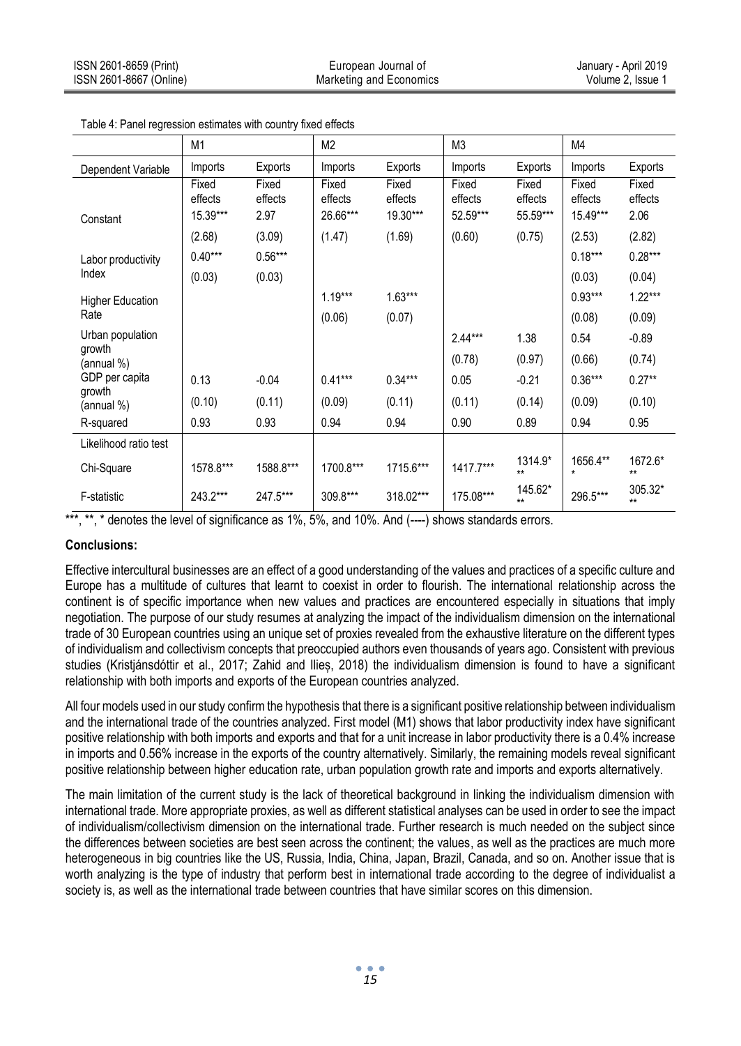Table 4: Panel regression estimates with country fixed effects

| | M1 | | M2 | | M3 | | M4 | |
|---|---|---|---|---|---|---|---|---|
| Dependent Variable | Imports | Exports | Imports | Exports | Imports | Exports | Imports | Exports |
| | Fixed effects | Fixed effects | Fixed effects | Fixed effects | Fixed effects | Fixed effects | Fixed effects | Fixed effects |
| Constant | 15.39*** | 2.97 | 26.66*** | 19.30*** | 52.59*** | 55.59*** | 15.49*** | 2.06 |
| | (2.68) | (3.09) | (1.47) | (1.69) | (0.60) | (0.75) | (2.53) | (2.82) |
| Labor productivity Index | 0.40*** | 0.56*** | | | | | 0.18*** | 0.28*** |
| | (0.03) | (0.03) | | | | | (0.03) | (0.04) |
| Higher Education Rate | | | 1.19*** | 1.63*** | | | 0.93*** | 1.22*** |
| | | | (0.06) | (0.07) | | | (0.08) | (0.09) |
| Urban population growth (annual %) | | | | | 2.44*** | 1.38 | 0.54 | -0.89 |
| | | | | | (0.78) | (0.97) | (0.66) | (0.74) |
| GDP per capita growth (annual %) | 0.13 | -0.04 | 0.41*** | 0.34*** | 0.05 | -0.21 | 0.36*** | 0.27** |
| | (0.10) | (0.11) | (0.09) | (0.11) | (0.11) | (0.14) | (0.09) | (0.10) |
| R-squared | 0.93 | 0.93 | 0.94 | 0.94 | 0.90 | 0.89 | 0.94 | 0.95 |
| Likelihood ratio test | | | | | | | | |
| Chi-Square | 1578.8*** | 1588.8*** | 1700.8*** | 1715.6*** | 1417.7*** | 1314.9*** | 1656.4*** | 1672.6*** |
| F-statistic | 243.2*** | 247.5*** | 309.8*** | 318.02*** | 175.08*** | 145.62*** | 296.5*** | 305.32*** |

***, **, * denotes the level of significance as 1%, 5%, and 10%. And (----) shows standards errors.

## Conclusions:

Effective intercultural businesses are an effect of a good understanding of the values and practices of a specific culture and Europe has a multitude of cultures that learnt to coexist in order to flourish. The international relationship across the continent is of specific importance when new values and practices are encountered especially in situations that imply negotiation. The purpose of our study resumes at analyzing the impact of the individualism dimension on the international trade of 30 European countries using an unique set of proxies revealed from the exhaustive literature on the different types of individualism and collectivism concepts that preoccupied authors even thousands of years ago. Consistent with previous studies (Kristjánsdóttir et al., 2017; Zahid and Ilieș, 2018) the individualism dimension is found to have a significant relationship with both imports and exports of the European countries analyzed.

All four models used in our study confirm the hypothesis that there is a significant positive relationship between individualism and the international trade of the countries analyzed. First model (M1) shows that labor productivity index have significant positive relationship with both imports and exports and that for a unit increase in labor productivity there is a 0.4% increase in imports and 0.56% increase in the exports of the country alternatively. Similarly, the remaining models reveal significant positive relationship between higher education rate, urban population growth rate and imports and exports alternatively.

The main limitation of the current study is the lack of theoretical background in linking the individualism dimension with international trade. More appropriate proxies, as well as different statistical analyses can be used in order to see the impact of individualism/collectivism dimension on the international trade. Further research is much needed on the subject since the differences between societies are best seen across the continent; the values, as well as the practices are much more heterogeneous in big countries like the US, Russia, India, China, Japan, Brazil, Canada, and so on. Another issue that is worth analyzing is the type of industry that perform best in international trade according to the degree of individualist a society is, as well as the international trade between countries that have similar scores on this dimension.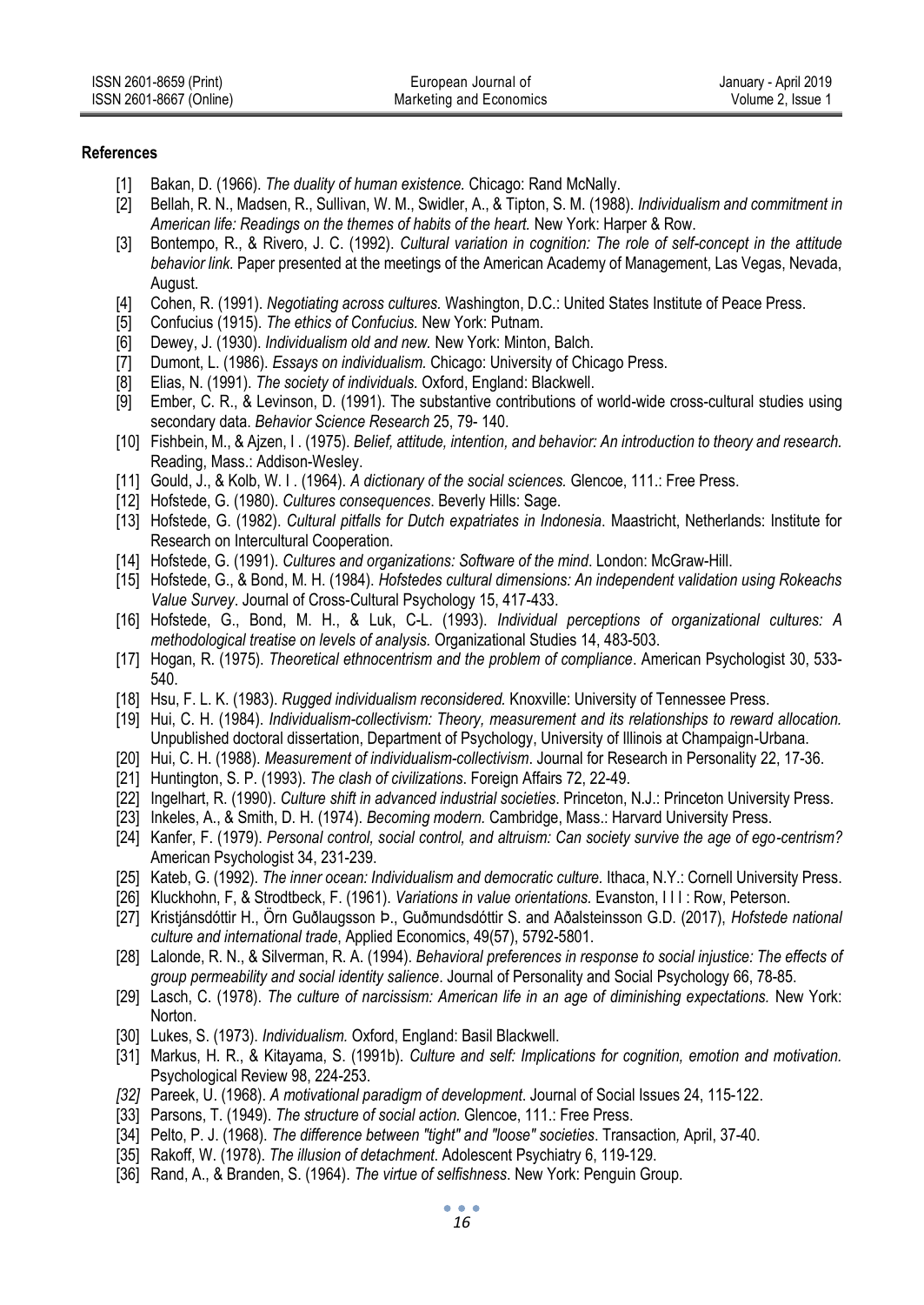## References

[1] Bakan, D. (1966). *The duality of human existence.* Chicago: Rand McNally.

[2] Bellah, R. N., Madsen, R., Sullivan, W. M., Swidler, A., & Tipton, S. M. (1988). *Individualism and commitment in American life: Readings on the themes of habits of the heart.* New York: Harper & Row.

[3] Bontempo, R., & Rivero, J. C. (1992). *Cultural variation in cognition: The role of self-concept in the attitude behavior link.* Paper presented at the meetings of the American Academy of Management, Las Vegas, Nevada, August.

[4] Cohen, R. (1991). *Negotiating across cultures.* Washington, D.C.: United States Institute of Peace Press.

[5] Confucius (1915). *The ethics of Confucius.* New York: Putnam.

[6] Dewey, J. (1930). *Individualism old and new.* New York: Minton, Balch.

[7] Dumont, L. (1986). *Essays on individualism.* Chicago: University of Chicago Press.

[8] Elias, N. (1991). *The society of individuals.* Oxford, England: Blackwell.

[9] Ember, C. R., & Levinson, D. (1991). The substantive contributions of world-wide cross-cultural studies using secondary data. *Behavior Science Research* 25, 79- 140.

[10] Fishbein, M., & Ajzen, I . (1975). *Belief, attitude, intention, and behavior: An introduction to theory and research.* Reading, Mass.: Addison-Wesley.

[11] Gould, J., & Kolb, W. I . (1964). *A dictionary of the social sciences.* Glencoe, 111.: Free Press.

[12] Hofstede, G. (1980). *Cultures consequences*. Beverly Hills: Sage.

[13] Hofstede, G. (1982). *Cultural pitfalls for Dutch expatriates in Indonesia*. Maastricht, Netherlands: Institute for Research on Intercultural Cooperation.

[14] Hofstede, G. (1991). *Cultures and organizations: Software of the mind*. London: McGraw-Hill.

[15] Hofstede, G., & Bond, M. H. (1984). *Hofstedes cultural dimensions: An independent validation using Rokeachs Value Survey*. Journal of Cross-Cultural Psychology 15, 417-433.

[16] Hofstede, G., Bond, M. H., & Luk, C-L. (1993). *Individual perceptions of organizational cultures: A methodological treatise on levels of analysis.* Organizational Studies 14, 483-503.

[17] Hogan, R. (1975). *Theoretical ethnocentrism and the problem of compliance*. American Psychologist 30, 533-540.

[18] Hsu, F. L. K. (1983). *Rugged individualism reconsidered.* Knoxville: University of Tennessee Press.

[19] Hui, C. H. (1984). *Individualism-collectivism: Theory, measurement and its relationships to reward allocation.* Unpublished doctoral dissertation, Department of Psychology, University of Illinois at Champaign-Urbana.

[20] Hui, C. H. (1988). *Measurement of individualism-collectivism*. Journal for Research in Personality 22, 17-36.

[21] Huntington, S. P. (1993). *The clash of civilizations*. Foreign Affairs 72, 22-49.

[22] Ingelhart, R. (1990). *Culture shift in advanced industrial societies*. Princeton, N.J.: Princeton University Press.

[23] Inkeles, A., & Smith, D. H. (1974). *Becoming modern.* Cambridge, Mass.: Harvard University Press.

[24] Kanfer, F. (1979). *Personal control, social control, and altruism: Can society survive the age of ego-centrism?* American Psychologist 34, 231-239.

[25] Kateb, G. (1992). *The inner ocean: Individualism and democratic culture.* Ithaca, N.Y.: Cornell University Press.

[26] Kluckhohn, F, & Strodtbeck, F. (1961). *Variations in value orientations.* Evanston, I l I : Row, Peterson.

[27] Kristjánsdóttir H., Örn Guðlaugsson Þ., Guðmundsdóttir S. and Aðalsteinsson G.D. (2017), *Hofstede national culture and international trade*, Applied Economics, 49(57), 5792-5801.

[28] Lalonde, R. N., & Silverman, R. A. (1994). *Behavioral preferences in response to social injustice: The effects of group permeability and social identity salience*. Journal of Personality and Social Psychology 66, 78-85.

[29] Lasch, C. (1978). *The culture of narcissism: American life in an age of diminishing expectations.* New York: Norton.

[30] Lukes, S. (1973). *Individualism.* Oxford, England: Basil Blackwell.

[31] Markus, H. R., & Kitayama, S. (1991b). *Culture and self: Implications for cognition, emotion and motivation.* Psychological Review 98, 224-253.

*[32]* Pareek, U. (1968). *A motivational paradigm of development*. Journal of Social Issues 24, 115-122.

[33] Parsons, T. (1949). *The structure of social action.* Glencoe, 111.: Free Press.

[34] Pelto, P. J. (1968). *The difference between "tight" and "loose" societies*. Transaction, April, 37-40.

[35] Rakoff, W. (1978). *The illusion of detachment*. Adolescent Psychiatry 6, 119-129.

[36] Rand, A., & Branden, S. (1964). *The virtue of selfishness*. New York: Penguin Group.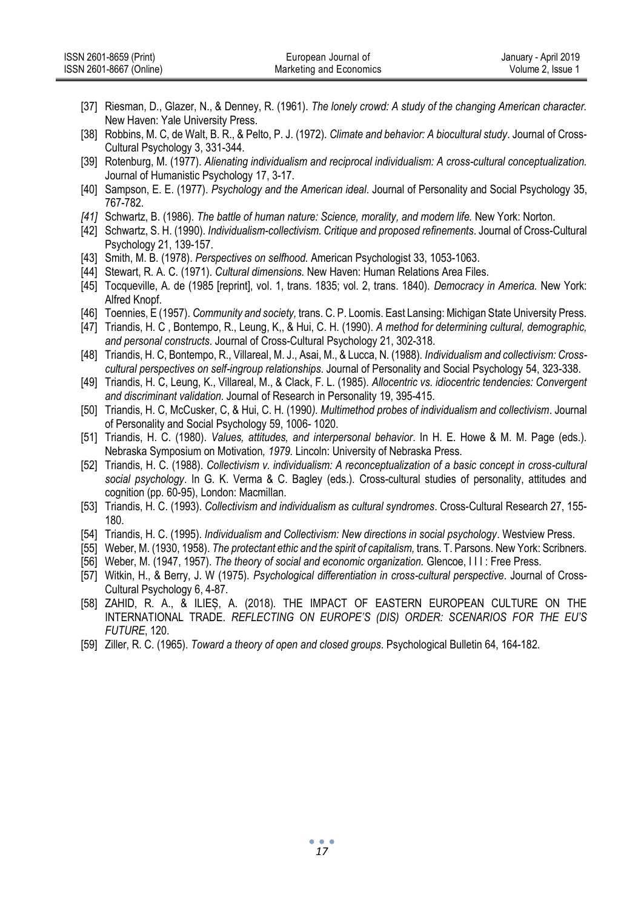[37] Riesman, D., Glazer, N., & Denney, R. (1961). *The lonely crowd: A study of the changing American character.* New Haven: Yale University Press.

[38] Robbins, M. C, de Walt, B. R., & Pelto, P. J. (1972). *Climate and behavior: A biocultural study*. Journal of Cross-Cultural Psychology 3, 331-344.

[39] Rotenburg, M. (1977). *Alienating individualism and reciprocal individualism: A cross-cultural conceptualization.* Journal of Humanistic Psychology 17, 3-17.

[40] Sampson, E. E. (1977). *Psychology and the American ideal*. Journal of Personality and Social Psychology 35, 767-782.

*[41]* Schwartz, B. (1986). *The battle of human nature: Science, morality, and modern life.* New York: Norton.

[42] Schwartz, S. H. (1990). *Individualism-collectivism. Critique and proposed refinements*. Journal of Cross-Cultural Psychology 21, 139-157.

[43] Smith, M. B. (1978). *Perspectives on selfhood.* American Psychologist 33, 1053-1063.

[44] Stewart, R. A. C. (1971). *Cultural dimensions.* New Haven: Human Relations Area Files.

[45] Tocqueville, A. de (1985 [reprint], vol. 1, trans. 1835; vol. 2, trans. 1840). *Democracy in America.* New York: Alfred Knopf.

[46] Toennies, E (1957). *Community and society,* trans. C. P. Loomis. East Lansing: Michigan State University Press.

[47] Triandis, H. C , Bontempo, R., Leung, K,, & Hui, C. H. (1990). *A method for determining cultural, demographic, and personal constructs*. Journal of Cross-Cultural Psychology 21, 302-318.

[48] Triandis, H. C, Bontempo, R., Villareal, M. J., Asai, M., & Lucca, N. (1988). *Individualism and collectivism: Cross-cultural perspectives on self-ingroup relationships*. Journal of Personality and Social Psychology 54, 323-338.

[49] Triandis, H. C, Leung, K., Villareal, M., & Clack, F. L. (1985). *Allocentric vs. idiocentric tendencies: Convergent and discriminant validation*. Journal of Research in Personality 19, 395-415.

[50] Triandis, H. C, McCusker, C, & Hui, C. H. (1990*). Multimethod probes of individualism and collectivism*. Journal of Personality and Social Psychology 59, 1006- 1020.

[51] Triandis, H. C. (1980). *Values, attitudes, and interpersonal behavior*. In H. E. Howe & M. M. Page (eds.). Nebraska Symposium on Motivation*, 1979.* Lincoln: University of Nebraska Press.

[52] Triandis, H. C. (1988). *Collectivism v. individualism: A reconceptualization of a basic concept in cross-cultural social psychology*. In G. K. Verma & C. Bagley (eds.). Cross-cultural studies of personality, attitudes and cognition (pp. 60-95), London: Macmillan.

[53] Triandis, H. C. (1993). *Collectivism and individualism as cultural syndromes*. Cross-Cultural Research 27, 155-180.

[54] Triandis, H. C. (1995). *Individualism and Collectivism: New directions in social psychology*. Westview Press.

[55] Weber, M. (1930, 1958). *The protectant ethic and the spirit of capitalism,* trans. T. Parsons. New York: Scribners.

[56] Weber, M. (1947, 1957). *The theory of social and economic organization.* Glencoe, I I I : Free Press.

[57] Witkin, H., & Berry, J. W (1975). *Psychological differentiation in cross-cultural perspective*. Journal of Cross-Cultural Psychology 6, 4-87.

[58] ZAHID, R. A., & ILIEȘ, A. (2018). THE IMPACT OF EASTERN EUROPEAN CULTURE ON THE INTERNATIONAL TRADE. *REFLECTING ON EUROPE'S (DIS) ORDER: SCENARIOS FOR THE EU'S FUTURE*, 120.

[59] Ziller, R. C. (1965). *Toward a theory of open and closed groups*. Psychological Bulletin 64, 164-182.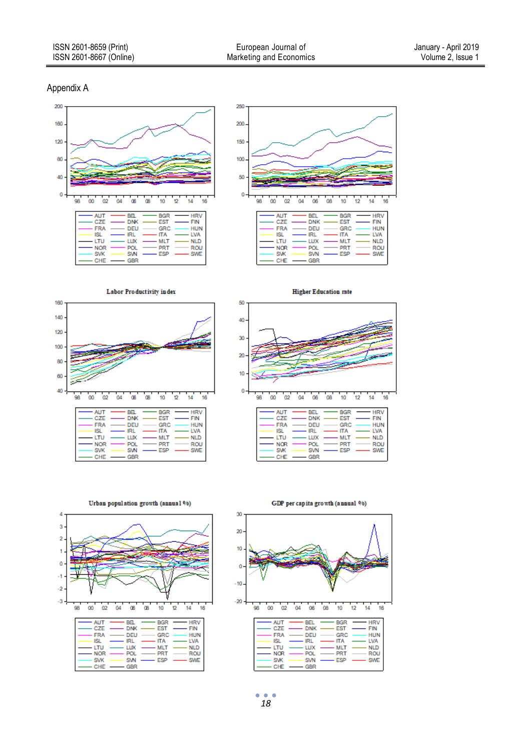Appendix A

Labor Productivity index

Higher Education rate

Urban population growth (annual %)

GDP per capita growth (annual %)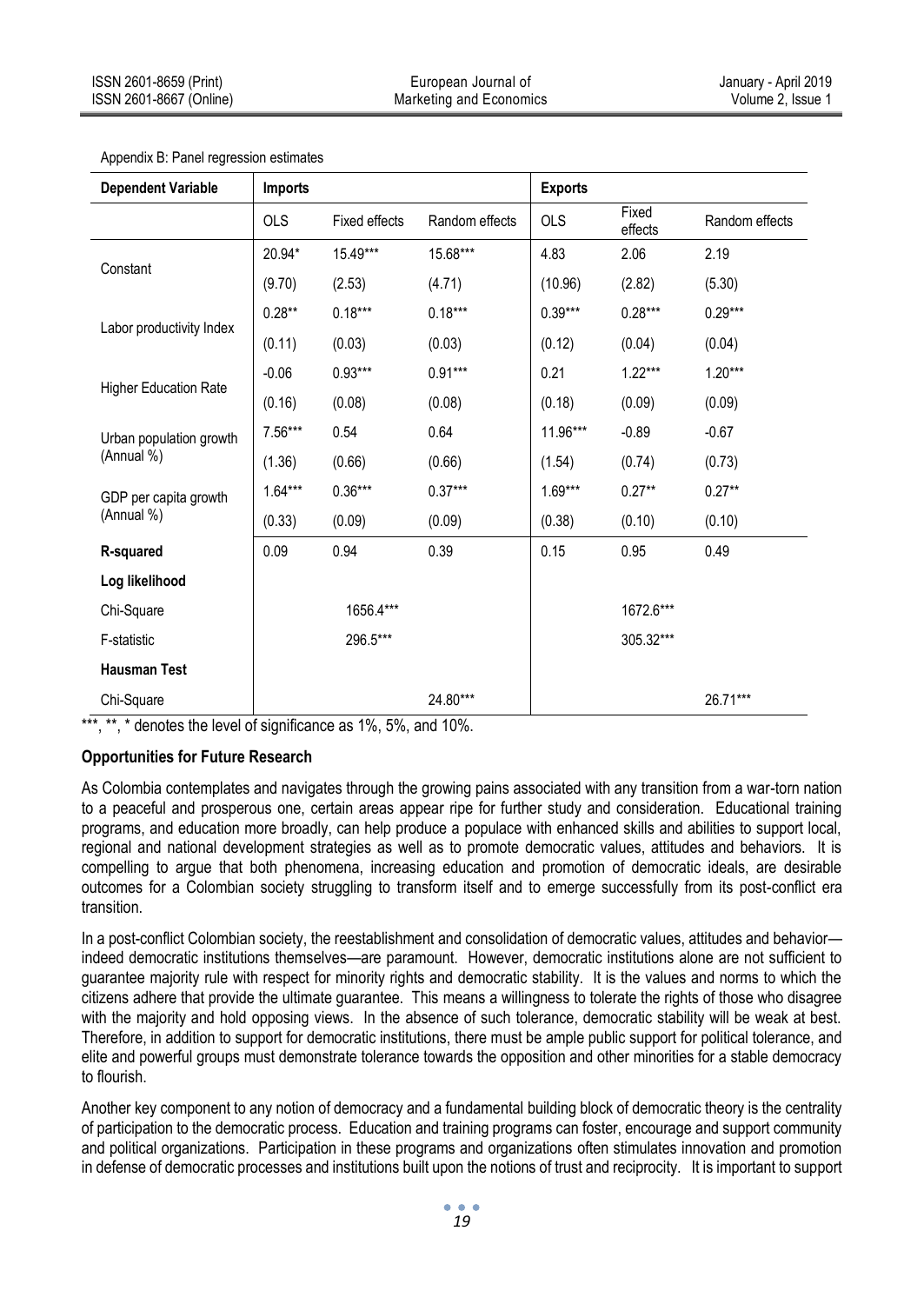Appendix B: Panel regression estimates

| Dependent Variable | Imports | | | Exports | | |
|---|---|---|---|---|---|---|
| | OLS | Fixed effects | Random effects | OLS | Fixed effects | Random effects |
| Constant | 20.94* | 15.49*** | 15.68*** | 4.83 | 2.06 | 2.19 |
| | (9.70) | (2.53) | (4.71) | (10.96) | (2.82) | (5.30) |
| Labor productivity Index | 0.28** | 0.18*** | 0.18*** | 0.39*** | 0.28*** | 0.29*** |
| | (0.11) | (0.03) | (0.03) | (0.12) | (0.04) | (0.04) |
| Higher Education Rate | -0.06 | 0.93*** | 0.91*** | 0.21 | 1.22*** | 1.20*** |
| | (0.16) | (0.08) | (0.08) | (0.18) | (0.09) | (0.09) |
| Urban population growth (Annual %) | 7.56*** | 0.54 | 0.64 | 11.96*** | -0.89 | -0.67 |
| | (1.36) | (0.66) | (0.66) | (1.54) | (0.74) | (0.73) |
| GDP per capita growth (Annual %) | 1.64*** | 0.36*** | 0.37*** | 1.69*** | 0.27** | 0.27** |
| | (0.33) | (0.09) | (0.09) | (0.38) | (0.10) | (0.10) |
| **R-squared** | 0.09 | 0.94 | 0.39 | 0.15 | 0.95 | 0.49 |
| **Log likelihood** | | | | | | |
| Chi-Square | | 1656.4*** | | | 1672.6*** | |
| F-statistic | | 296.5*** | | | 305.32*** | |
| **Hausman Test** | | | | | | |
| Chi-Square | | | 24.80*** | | | 26.71*** |

***, **, * denotes the level of significance as 1%, 5%, and 10%.

**Opportunities for Future Research**

As Colombia contemplates and navigates through the growing pains associated with any transition from a war-torn nation to a peaceful and prosperous one, certain areas appear ripe for further study and consideration. Educational training programs, and education more broadly, can help produce a populace with enhanced skills and abilities to support local, regional and national development strategies as well as to promote democratic values, attitudes and behaviors. It is compelling to argue that both phenomena, increasing education and promotion of democratic ideals, are desirable outcomes for a Colombian society struggling to transform itself and to emerge successfully from its post-conflict era transition.

In a post-conflict Colombian society, the reestablishment and consolidation of democratic values, attitudes and behavior—indeed democratic institutions themselves—are paramount. However, democratic institutions alone are not sufficient to guarantee majority rule with respect for minority rights and democratic stability. It is the values and norms to which the citizens adhere that provide the ultimate guarantee. This means a willingness to tolerate the rights of those who disagree with the majority and hold opposing views. In the absence of such tolerance, democratic stability will be weak at best. Therefore, in addition to support for democratic institutions, there must be ample public support for political tolerance, and elite and powerful groups must demonstrate tolerance towards the opposition and other minorities for a stable democracy to flourish.

Another key component to any notion of democracy and a fundamental building block of democratic theory is the centrality of participation to the democratic process. Education and training programs can foster, encourage and support community and political organizations. Participation in these programs and organizations often stimulates innovation and promotion in defense of democratic processes and institutions built upon the notions of trust and reciprocity. It is important to support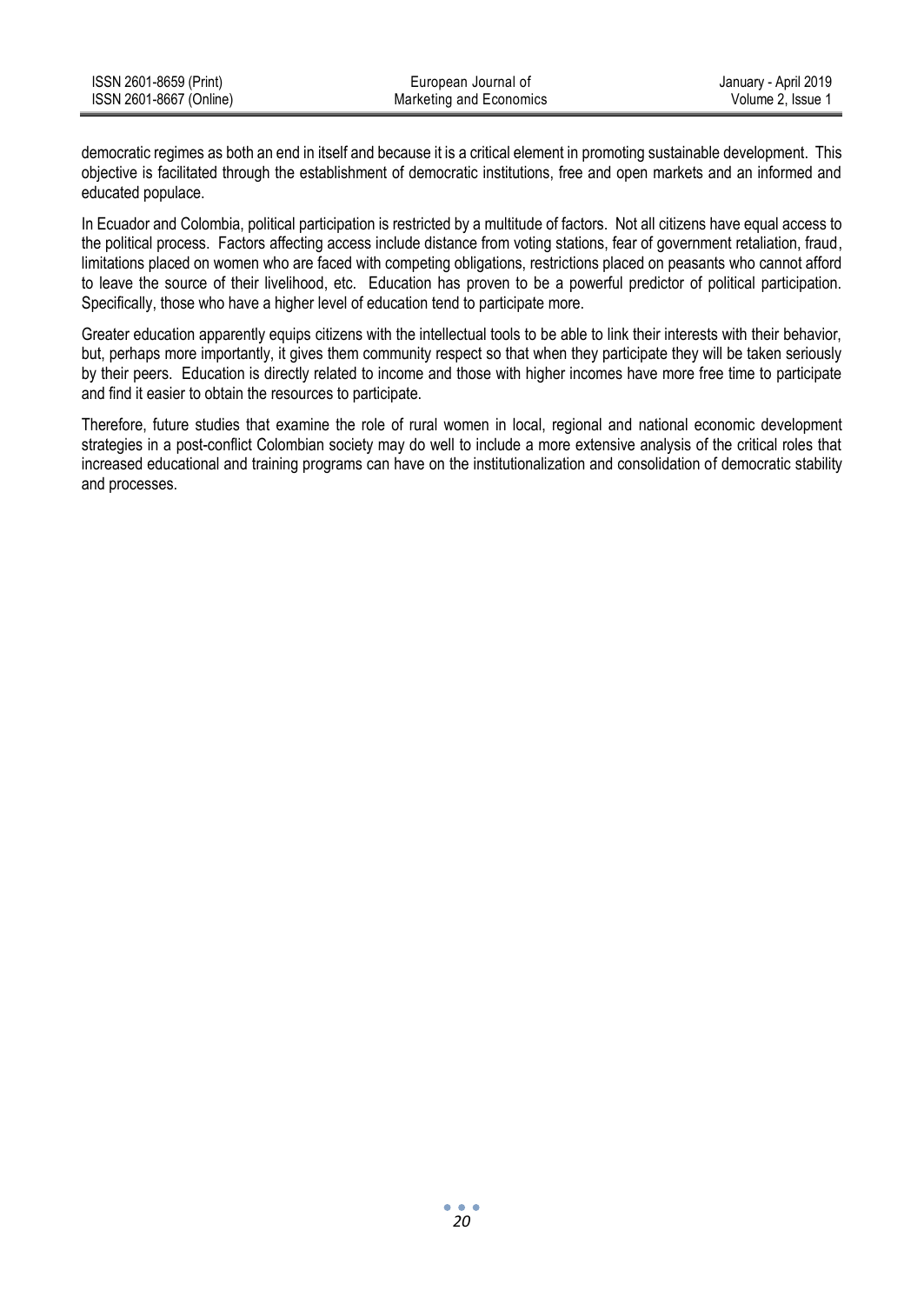democratic regimes as both an end in itself and because it is a critical element in promoting sustainable development. This objective is facilitated through the establishment of democratic institutions, free and open markets and an informed and educated populace.

In Ecuador and Colombia, political participation is restricted by a multitude of factors. Not all citizens have equal access to the political process. Factors affecting access include distance from voting stations, fear of government retaliation, fraud, limitations placed on women who are faced with competing obligations, restrictions placed on peasants who cannot afford to leave the source of their livelihood, etc. Education has proven to be a powerful predictor of political participation. Specifically, those who have a higher level of education tend to participate more.

Greater education apparently equips citizens with the intellectual tools to be able to link their interests with their behavior, but, perhaps more importantly, it gives them community respect so that when they participate they will be taken seriously by their peers. Education is directly related to income and those with higher incomes have more free time to participate and find it easier to obtain the resources to participate.

Therefore, future studies that examine the role of rural women in local, regional and national economic development strategies in a post-conflict Colombian society may do well to include a more extensive analysis of the critical roles that increased educational and training programs can have on the institutionalization and consolidation of democratic stability and processes.